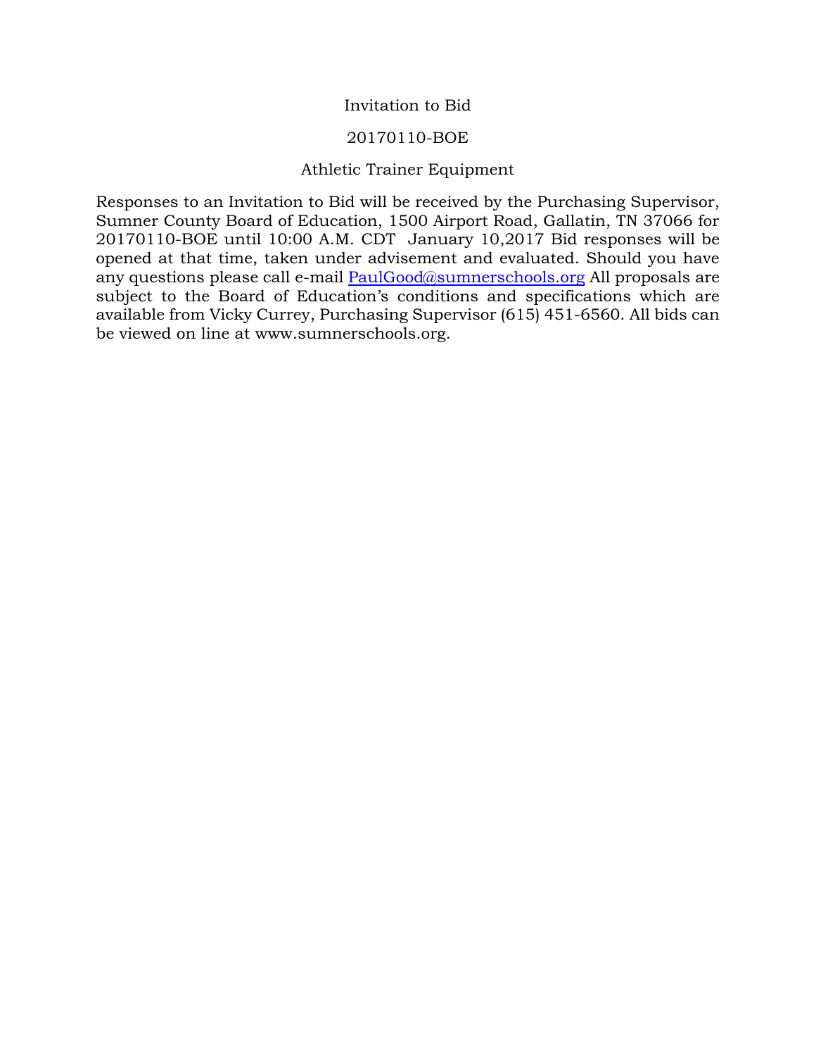# Invitation to Bid

## 20170110-BOE

## Athletic Trainer Equipment

Responses to an Invitation to Bid will be received by the Purchasing Supervisor, Sumner County Board of Education, 1500 Airport Road, Gallatin, TN 37066 for 20170110-BOE until 10:00 A.M. CDT January 10,2017 Bid responses will be opened at that time, taken under advisement and evaluated. Should you have any questions please call e-mail PaulGood@sumnerschools.org All proposals are subject to the Board of Education's conditions and specifications which are available from Vicky Currey, Purchasing Supervisor (615) 451-6560. All bids can be viewed on line at www.sumnerschools.org.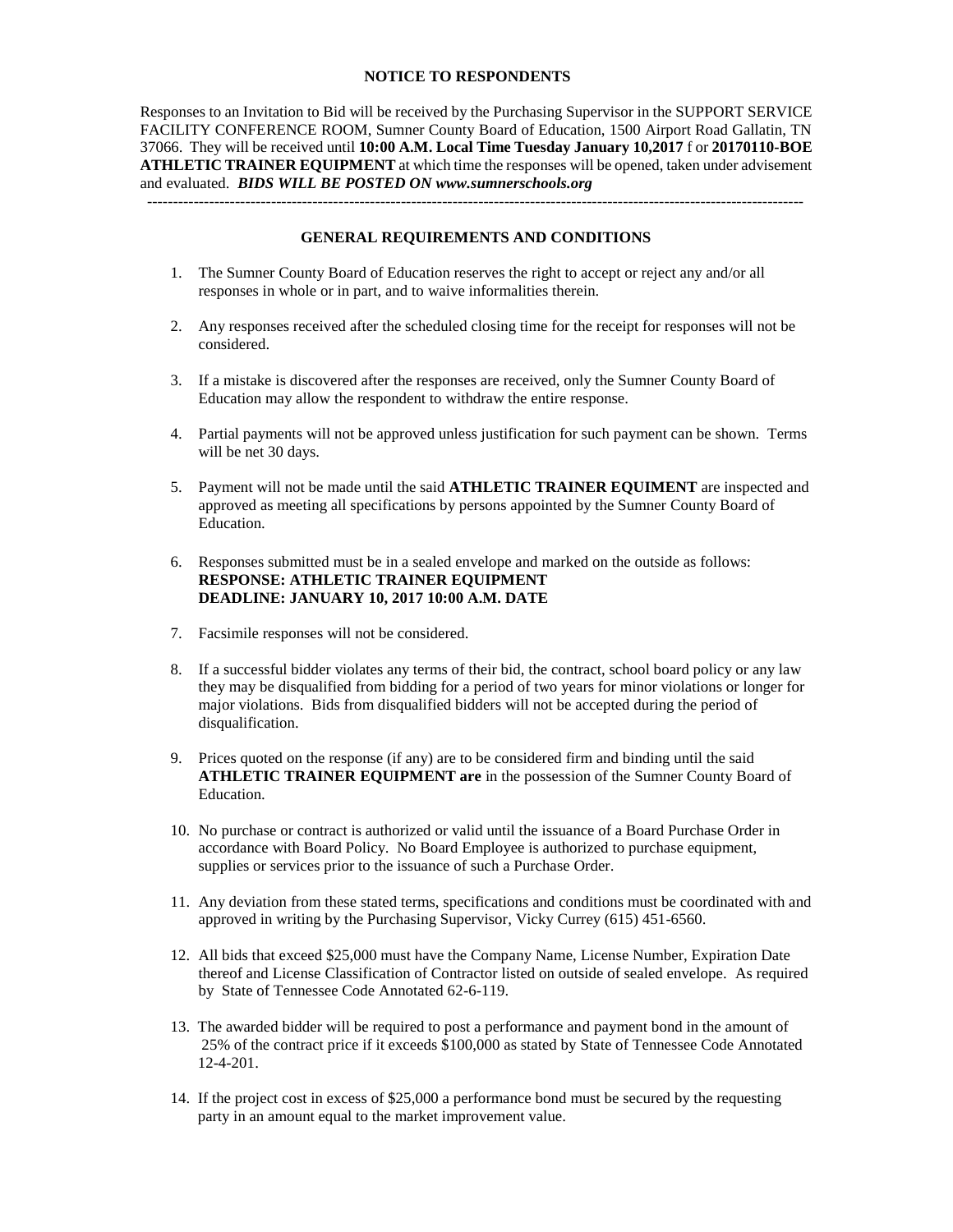**NOTICE TO RESPONDENTS**

Responses to an Invitation to Bid will be received by the Purchasing Supervisor in the SUPPORT SERVICE FACILITY CONFERENCE ROOM, Sumner County Board of Education, 1500 Airport Road Gallatin, TN 37066. They will be received until **10:00 A.M. Local Time Tuesday January 10,2017** f or **20170110-BOE ATHLETIC TRAINER EQUIPMENT** at which time the responses will be opened, taken under advisement and evaluated. ***BIDS WILL BE POSTED ON www.sumnerschools.org***

---

**GENERAL REQUIREMENTS AND CONDITIONS**

1. The Sumner County Board of Education reserves the right to accept or reject any and/or all responses in whole or in part, and to waive informalities therein.

2. Any responses received after the scheduled closing time for the receipt for responses will not be considered.

3. If a mistake is discovered after the responses are received, only the Sumner County Board of Education may allow the respondent to withdraw the entire response.

4. Partial payments will not be approved unless justification for such payment can be shown. Terms will be net 30 days.

5. Payment will not be made until the said **ATHLETIC TRAINER EQUIMENT** are inspected and approved as meeting all specifications by persons appointed by the Sumner County Board of Education.

6. Responses submitted must be in a sealed envelope and marked on the outside as follows:
   **RESPONSE: ATHLETIC TRAINER EQUIPMENT**
   **DEADLINE: JANUARY 10, 2017 10:00 A.M. DATE**

7. Facsimile responses will not be considered.

8. If a successful bidder violates any terms of their bid, the contract, school board policy or any law they may be disqualified from bidding for a period of two years for minor violations or longer for major violations. Bids from disqualified bidders will not be accepted during the period of disqualification.

9. Prices quoted on the response (if any) are to be considered firm and binding until the said **ATHLETIC TRAINER EQUIPMENT are** in the possession of the Sumner County Board of Education.

10. No purchase or contract is authorized or valid until the issuance of a Board Purchase Order in accordance with Board Policy. No Board Employee is authorized to purchase equipment, supplies or services prior to the issuance of such a Purchase Order.

11. Any deviation from these stated terms, specifications and conditions must be coordinated with and approved in writing by the Purchasing Supervisor, Vicky Currey (615) 451-6560.

12. All bids that exceed $25,000 must have the Company Name, License Number, Expiration Date thereof and License Classification of Contractor listed on outside of sealed envelope. As required by State of Tennessee Code Annotated 62-6-119.

13. The awarded bidder will be required to post a performance and payment bond in the amount of 25% of the contract price if it exceeds $100,000 as stated by State of Tennessee Code Annotated 12-4-201.

14. If the project cost in excess of $25,000 a performance bond must be secured by the requesting party in an amount equal to the market improvement value.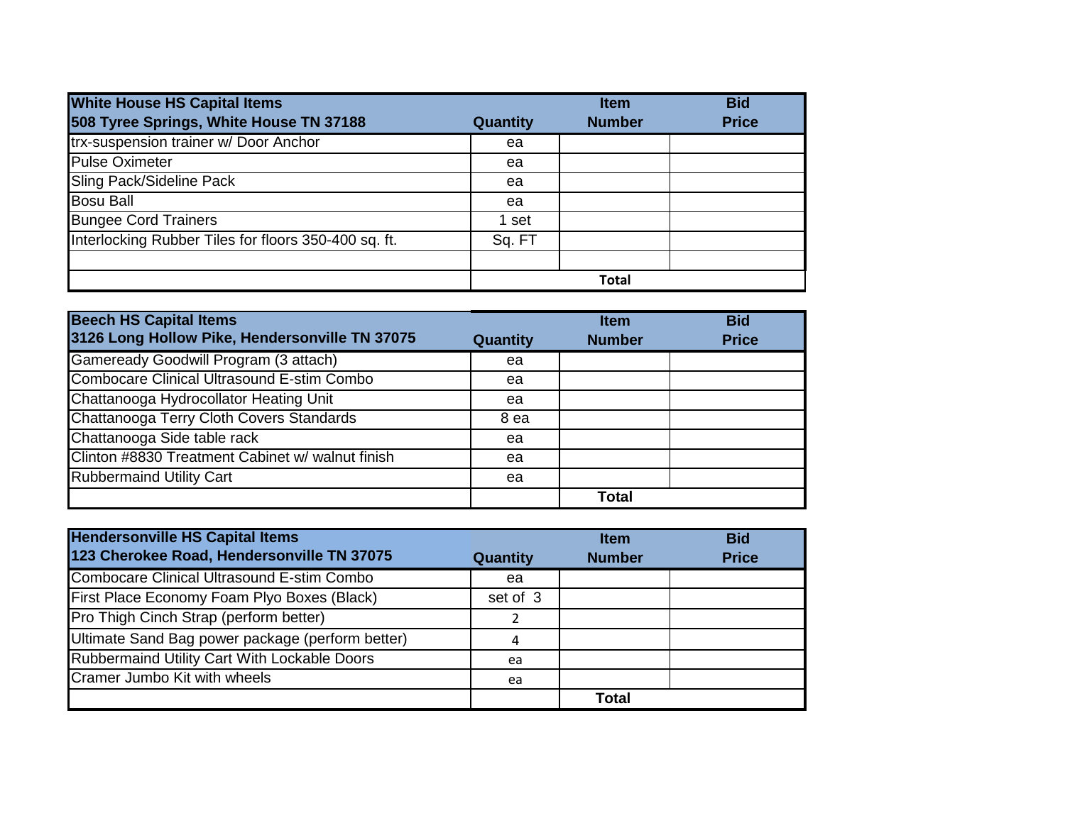| White House HS Capital Items<br>508 Tyree Springs, White House TN 37188 | Quantity | Item Number | Bid Price |
|---|---|---|---|
| trx-suspension trainer w/ Door Anchor | ea | | |
| Pulse Oximeter | ea | | |
| Sling Pack/Sideline Pack | ea | | |
| Bosu Ball | ea | | |
| Bungee Cord Trainers | 1 set | | |
| Interlocking Rubber Tiles for floors 350-400 sq. ft. | Sq. FT | | |
| | | | |
| | | Total | |

| Beech HS Capital Items<br>3126 Long Hollow Pike, Hendersonville TN 37075 | Quantity | Item Number | Bid Price |
|---|---|---|---|
| Gameready Goodwill Program (3 attach) | ea | | |
| Combocare Clinical Ultrasound E-stim Combo | ea | | |
| Chattanooga Hydrocollator Heating Unit | ea | | |
| Chattanooga Terry Cloth Covers Standards | 8 ea | | |
| Chattanooga Side table rack | ea | | |
| Clinton #8830 Treatment Cabinet w/ walnut finish | ea | | |
| Rubbermaind Utility Cart | ea | | |
| | | Total | |

| Hendersonville HS Capital Items<br>123 Cherokee Road, Hendersonville TN 37075 | Quantity | Item Number | Bid Price |
|---|---|---|---|
| Combocare Clinical Ultrasound E-stim Combo | ea | | |
| First Place Economy Foam Plyo Boxes (Black) | set of 3 | | |
| Pro Thigh Cinch Strap (perform better) | 2 | | |
| Ultimate Sand Bag power package (perform better) | 4 | | |
| Rubbermaind Utility Cart With Lockable Doors | ea | | |
| Cramer Jumbo Kit with wheels | ea | | |
| | | Total | |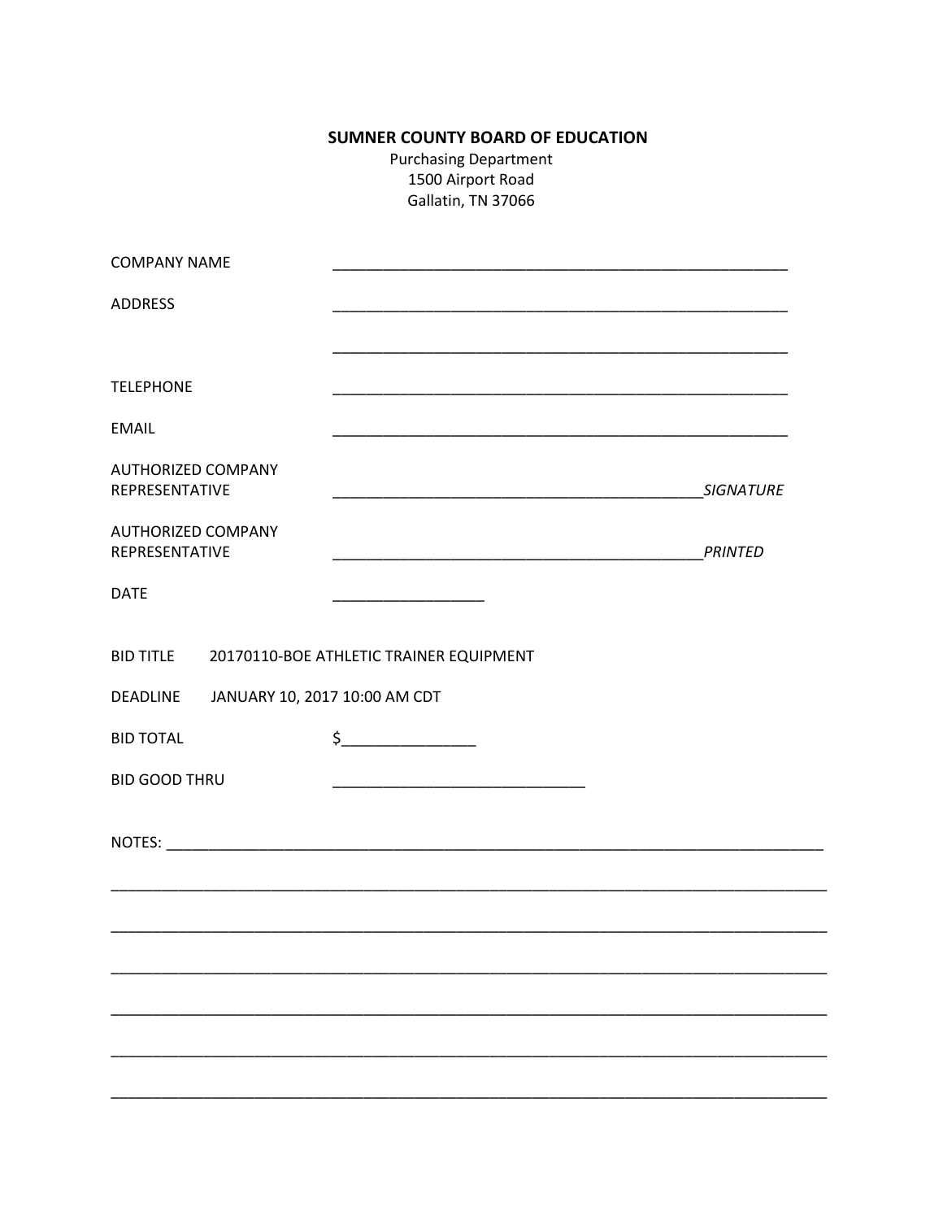**SUMNER COUNTY BOARD OF EDUCATION**

Purchasing Department
1500 Airport Road
Gallatin, TN 37066

COMPANY NAME ________________________________________________________

ADDRESS ________________________________________________________

________________________________________________________

TELEPHONE ________________________________________________________

EMAIL ________________________________________________________

AUTHORIZED COMPANY REPRESENTATIVE ____________________________________________ *SIGNATURE*

AUTHORIZED COMPANY REPRESENTATIVE ____________________________________________ *PRINTED*

DATE __________________

BID TITLE 20170110-BOE ATHLETIC TRAINER EQUIPMENT

DEADLINE JANUARY 10, 2017 10:00 AM CDT

BID TOTAL $________________

BID GOOD THRU ______________________________

NOTES: ________________________________________________________________________________

________________________________________________________________________________________

________________________________________________________________________________________

________________________________________________________________________________________

________________________________________________________________________________________

________________________________________________________________________________________

________________________________________________________________________________________